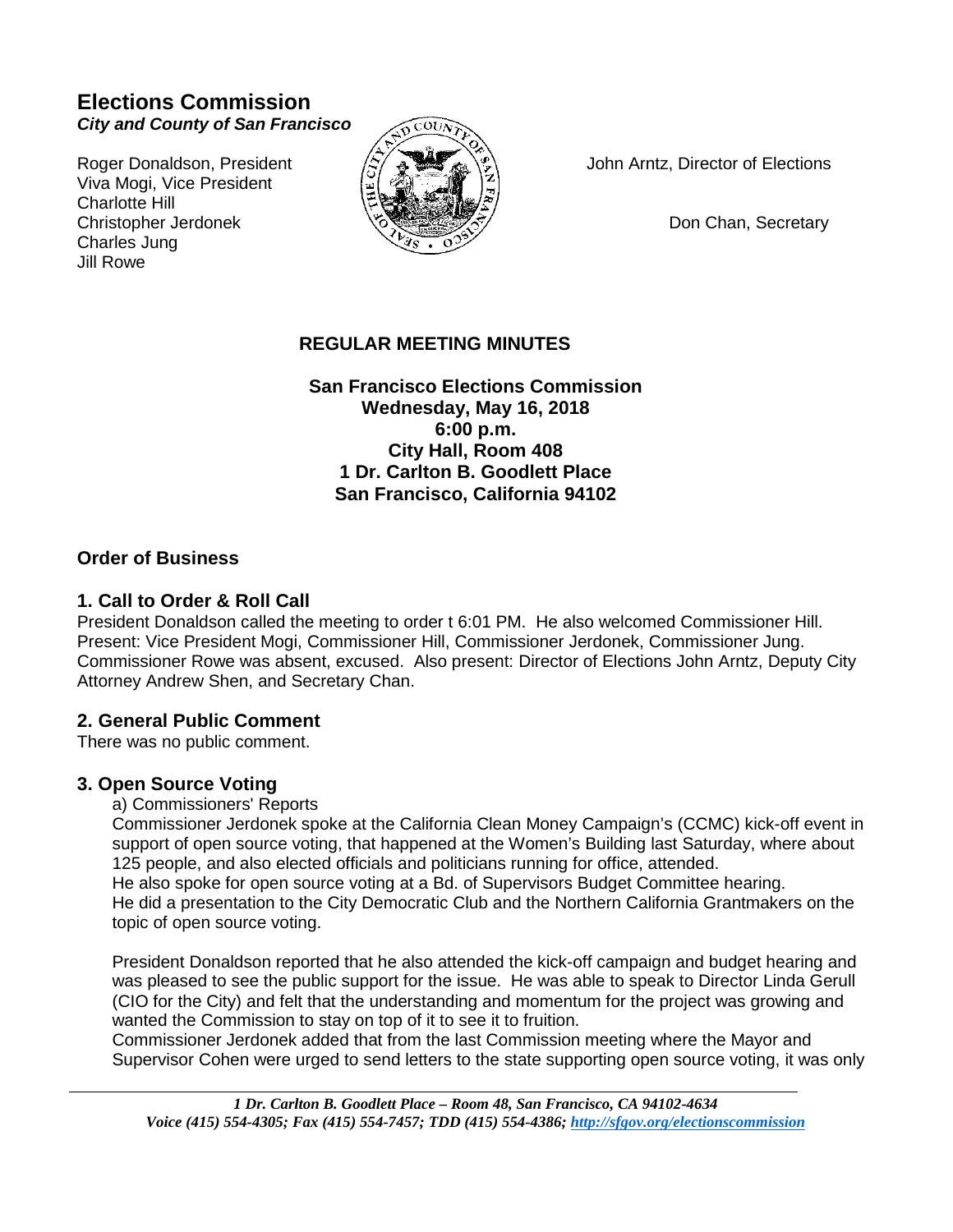# Elections Commission

***City and County of San Francisco***

Roger Donaldson, President
Viva Mogi, Vice President
Charlotte Hill
Christopher Jerdonek
Charles Jung
Jill Rowe

John Arntz, Director of Elections

Don Chan, Secretary

## REGULAR MEETING MINUTES

**San Francisco Elections Commission**
**Wednesday, May 16, 2018**
**6:00 p.m.**
**City Hall, Room 408**
**1 Dr. Carlton B. Goodlett Place**
**San Francisco, California 94102**

### Order of Business

### 1. Call to Order & Roll Call

President Donaldson called the meeting to order t 6:01 PM. He also welcomed Commissioner Hill. Present: Vice President Mogi, Commissioner Hill, Commissioner Jerdonek, Commissioner Jung. Commissioner Rowe was absent, excused. Also present: Director of Elections John Arntz, Deputy City Attorney Andrew Shen, and Secretary Chan.

### 2. General Public Comment

There was no public comment.

### 3. Open Source Voting

a) Commissioners' Reports

Commissioner Jerdonek spoke at the California Clean Money Campaign's (CCMC) kick-off event in support of open source voting, that happened at the Women's Building last Saturday, where about 125 people, and also elected officials and politicians running for office, attended.
He also spoke for open source voting at a Bd. of Supervisors Budget Committee hearing.
He did a presentation to the City Democratic Club and the Northern California Grantmakers on the topic of open source voting.

President Donaldson reported that he also attended the kick-off campaign and budget hearing and was pleased to see the public support for the issue. He was able to speak to Director Linda Gerull (CIO for the City) and felt that the understanding and momentum for the project was growing and wanted the Commission to stay on top of it to see it to fruition.
Commissioner Jerdonek added that from the last Commission meeting where the Mayor and Supervisor Cohen were urged to send letters to the state supporting open source voting, it was only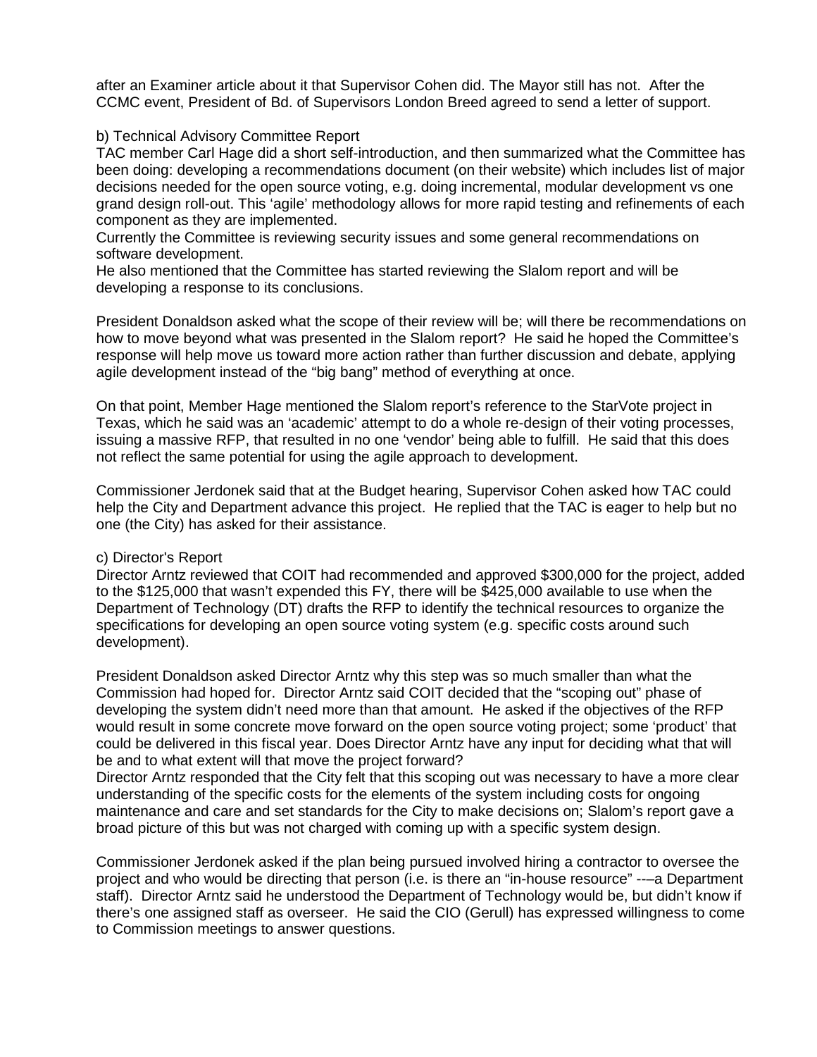after an Examiner article about it that Supervisor Cohen did. The Mayor still has not. After the CCMC event, President of Bd. of Supervisors London Breed agreed to send a letter of support.

b) Technical Advisory Committee Report

TAC member Carl Hage did a short self-introduction, and then summarized what the Committee has been doing: developing a recommendations document (on their website) which includes list of major decisions needed for the open source voting, e.g. doing incremental, modular development vs one grand design roll-out. This 'agile' methodology allows for more rapid testing and refinements of each component as they are implemented.

Currently the Committee is reviewing security issues and some general recommendations on software development.

He also mentioned that the Committee has started reviewing the Slalom report and will be developing a response to its conclusions.

President Donaldson asked what the scope of their review will be; will there be recommendations on how to move beyond what was presented in the Slalom report? He said he hoped the Committee's response will help move us toward more action rather than further discussion and debate, applying agile development instead of the "big bang" method of everything at once.

On that point, Member Hage mentioned the Slalom report's reference to the StarVote project in Texas, which he said was an 'academic' attempt to do a whole re-design of their voting processes, issuing a massive RFP, that resulted in no one 'vendor' being able to fulfill. He said that this does not reflect the same potential for using the agile approach to development.

Commissioner Jerdonek said that at the Budget hearing, Supervisor Cohen asked how TAC could help the City and Department advance this project. He replied that the TAC is eager to help but no one (the City) has asked for their assistance.

c) Director's Report

Director Arntz reviewed that COIT had recommended and approved $300,000 for the project, added to the $125,000 that wasn't expended this FY, there will be $425,000 available to use when the Department of Technology (DT) drafts the RFP to identify the technical resources to organize the specifications for developing an open source voting system (e.g. specific costs around such development).

President Donaldson asked Director Arntz why this step was so much smaller than what the Commission had hoped for. Director Arntz said COIT decided that the "scoping out" phase of developing the system didn't need more than that amount. He asked if the objectives of the RFP would result in some concrete move forward on the open source voting project; some 'product' that could be delivered in this fiscal year. Does Director Arntz have any input for deciding what that will be and to what extent will that move the project forward?

Director Arntz responded that the City felt that this scoping out was necessary to have a more clear understanding of the specific costs for the elements of the system including costs for ongoing maintenance and care and set standards for the City to make decisions on; Slalom's report gave a broad picture of this but was not charged with coming up with a specific system design.

Commissioner Jerdonek asked if the plan being pursued involved hiring a contractor to oversee the project and who would be directing that person (i.e. is there an "in-house resource" -–a Department staff). Director Arntz said he understood the Department of Technology would be, but didn't know if there's one assigned staff as overseer. He said the CIO (Gerull) has expressed willingness to come to Commission meetings to answer questions.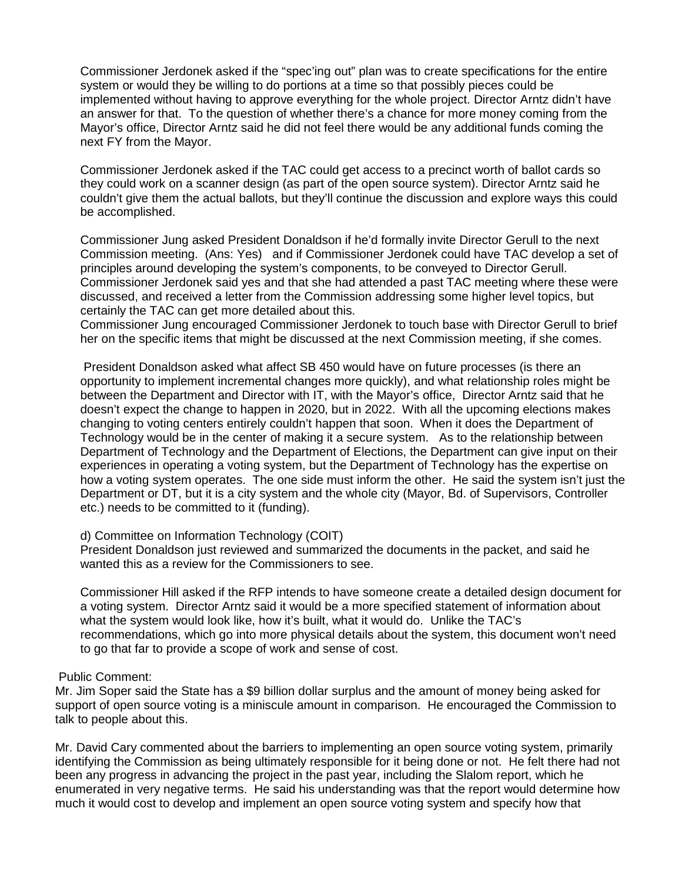Commissioner Jerdonek asked if the "spec'ing out" plan was to create specifications for the entire system or would they be willing to do portions at a time so that possibly pieces could be implemented without having to approve everything for the whole project. Director Arntz didn't have an answer for that. To the question of whether there's a chance for more money coming from the Mayor's office, Director Arntz said he did not feel there would be any additional funds coming the next FY from the Mayor.

Commissioner Jerdonek asked if the TAC could get access to a precinct worth of ballot cards so they could work on a scanner design (as part of the open source system). Director Arntz said he couldn't give them the actual ballots, but they'll continue the discussion and explore ways this could be accomplished.

Commissioner Jung asked President Donaldson if he'd formally invite Director Gerull to the next Commission meeting. (Ans: Yes) and if Commissioner Jerdonek could have TAC develop a set of principles around developing the system's components, to be conveyed to Director Gerull. Commissioner Jerdonek said yes and that she had attended a past TAC meeting where these were discussed, and received a letter from the Commission addressing some higher level topics, but certainly the TAC can get more detailed about this.
Commissioner Jung encouraged Commissioner Jerdonek to touch base with Director Gerull to brief her on the specific items that might be discussed at the next Commission meeting, if she comes.

President Donaldson asked what affect SB 450 would have on future processes (is there an opportunity to implement incremental changes more quickly), and what relationship roles might be between the Department and Director with IT, with the Mayor's office, Director Arntz said that he doesn't expect the change to happen in 2020, but in 2022. With all the upcoming elections makes changing to voting centers entirely couldn't happen that soon. When it does the Department of Technology would be in the center of making it a secure system. As to the relationship between Department of Technology and the Department of Elections, the Department can give input on their experiences in operating a voting system, but the Department of Technology has the expertise on how a voting system operates. The one side must inform the other. He said the system isn't just the Department or DT, but it is a city system and the whole city (Mayor, Bd. of Supervisors, Controller etc.) needs to be committed to it (funding).

d) Committee on Information Technology (COIT)
President Donaldson just reviewed and summarized the documents in the packet, and said he wanted this as a review for the Commissioners to see.

Commissioner Hill asked if the RFP intends to have someone create a detailed design document for a voting system. Director Arntz said it would be a more specified statement of information about what the system would look like, how it's built, what it would do. Unlike the TAC's recommendations, which go into more physical details about the system, this document won't need to go that far to provide a scope of work and sense of cost.

Public Comment:
Mr. Jim Soper said the State has a $9 billion dollar surplus and the amount of money being asked for support of open source voting is a miniscule amount in comparison. He encouraged the Commission to talk to people about this.

Mr. David Cary commented about the barriers to implementing an open source voting system, primarily identifying the Commission as being ultimately responsible for it being done or not. He felt there had not been any progress in advancing the project in the past year, including the Slalom report, which he enumerated in very negative terms. He said his understanding was that the report would determine how much it would cost to develop and implement an open source voting system and specify how that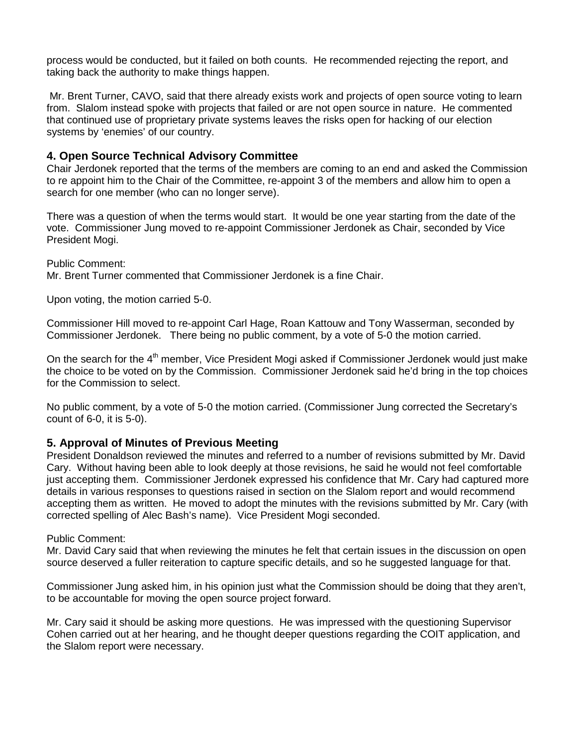process would be conducted, but it failed on both counts. He recommended rejecting the report, and taking back the authority to make things happen.

Mr. Brent Turner, CAVO, said that there already exists work and projects of open source voting to learn from. Slalom instead spoke with projects that failed or are not open source in nature. He commented that continued use of proprietary private systems leaves the risks open for hacking of our election systems by 'enemies' of our country.

### 4. Open Source Technical Advisory Committee

Chair Jerdonek reported that the terms of the members are coming to an end and asked the Commission to re appoint him to the Chair of the Committee, re-appoint 3 of the members and allow him to open a search for one member (who can no longer serve).

There was a question of when the terms would start. It would be one year starting from the date of the vote. Commissioner Jung moved to re-appoint Commissioner Jerdonek as Chair, seconded by Vice President Mogi.

Public Comment:
Mr. Brent Turner commented that Commissioner Jerdonek is a fine Chair.

Upon voting, the motion carried 5-0.

Commissioner Hill moved to re-appoint Carl Hage, Roan Kattouw and Tony Wasserman, seconded by Commissioner Jerdonek. There being no public comment, by a vote of 5-0 the motion carried.

On the search for the 4th member, Vice President Mogi asked if Commissioner Jerdonek would just make the choice to be voted on by the Commission. Commissioner Jerdonek said he'd bring in the top choices for the Commission to select.

No public comment, by a vote of 5-0 the motion carried. (Commissioner Jung corrected the Secretary's count of 6-0, it is 5-0).

### 5. Approval of Minutes of Previous Meeting

President Donaldson reviewed the minutes and referred to a number of revisions submitted by Mr. David Cary. Without having been able to look deeply at those revisions, he said he would not feel comfortable just accepting them. Commissioner Jerdonek expressed his confidence that Mr. Cary had captured more details in various responses to questions raised in section on the Slalom report and would recommend accepting them as written. He moved to adopt the minutes with the revisions submitted by Mr. Cary (with corrected spelling of Alec Bash's name). Vice President Mogi seconded.

Public Comment:
Mr. David Cary said that when reviewing the minutes he felt that certain issues in the discussion on open source deserved a fuller reiteration to capture specific details, and so he suggested language for that.

Commissioner Jung asked him, in his opinion just what the Commission should be doing that they aren't, to be accountable for moving the open source project forward.

Mr. Cary said it should be asking more questions. He was impressed with the questioning Supervisor Cohen carried out at her hearing, and he thought deeper questions regarding the COIT application, and the Slalom report were necessary.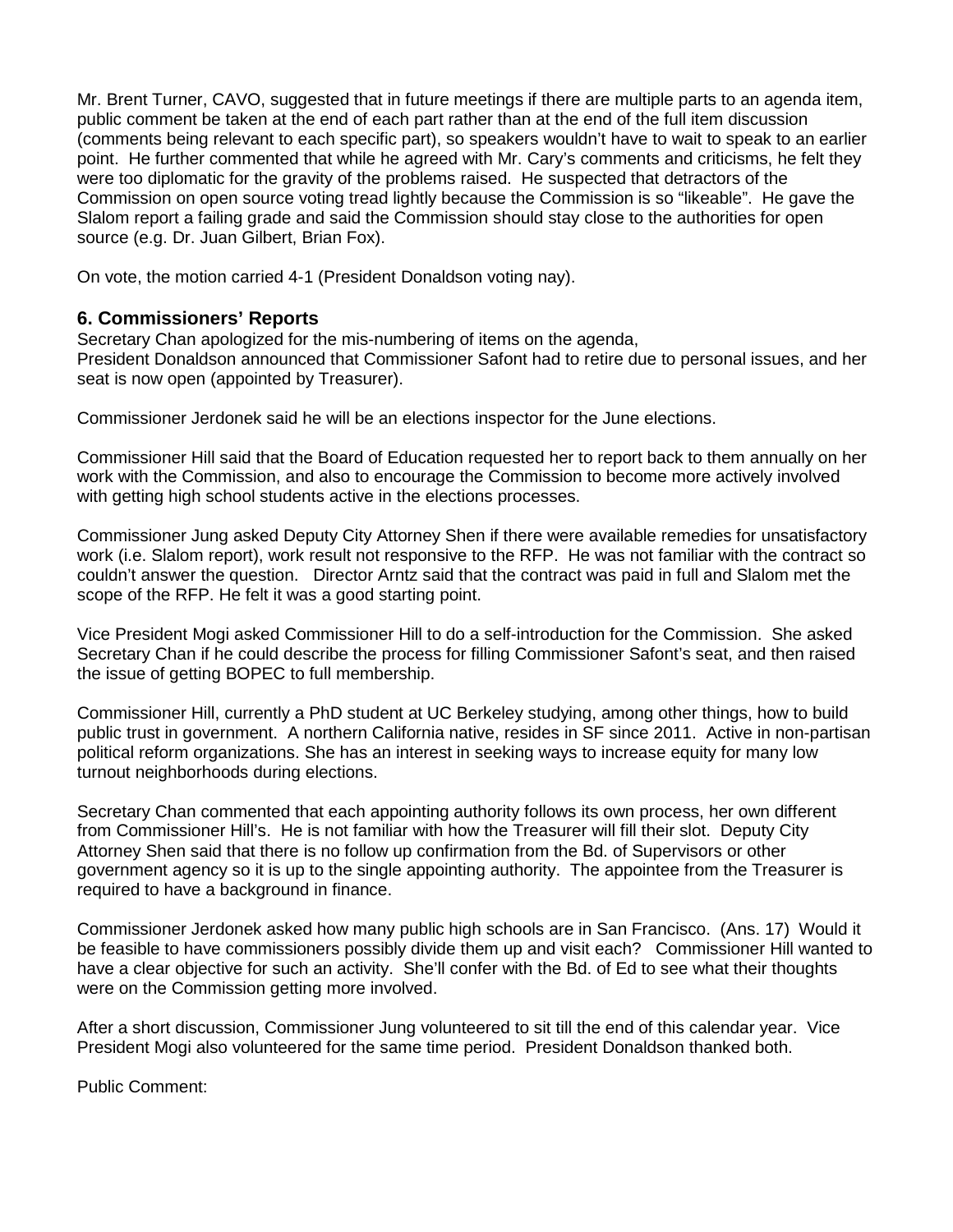Mr. Brent Turner, CAVO, suggested that in future meetings if there are multiple parts to an agenda item, public comment be taken at the end of each part rather than at the end of the full item discussion (comments being relevant to each specific part), so speakers wouldn't have to wait to speak to an earlier point. He further commented that while he agreed with Mr. Cary's comments and criticisms, he felt they were too diplomatic for the gravity of the problems raised. He suspected that detractors of the Commission on open source voting tread lightly because the Commission is so "likeable". He gave the Slalom report a failing grade and said the Commission should stay close to the authorities for open source (e.g. Dr. Juan Gilbert, Brian Fox).

On vote, the motion carried 4-1 (President Donaldson voting nay).

### 6. Commissioners' Reports

Secretary Chan apologized for the mis-numbering of items on the agenda,
President Donaldson announced that Commissioner Safont had to retire due to personal issues, and her seat is now open (appointed by Treasurer).

Commissioner Jerdonek said he will be an elections inspector for the June elections.

Commissioner Hill said that the Board of Education requested her to report back to them annually on her work with the Commission, and also to encourage the Commission to become more actively involved with getting high school students active in the elections processes.

Commissioner Jung asked Deputy City Attorney Shen if there were available remedies for unsatisfactory work (i.e. Slalom report), work result not responsive to the RFP. He was not familiar with the contract so couldn't answer the question. Director Arntz said that the contract was paid in full and Slalom met the scope of the RFP. He felt it was a good starting point.

Vice President Mogi asked Commissioner Hill to do a self-introduction for the Commission. She asked Secretary Chan if he could describe the process for filling Commissioner Safont's seat, and then raised the issue of getting BOPEC to full membership.

Commissioner Hill, currently a PhD student at UC Berkeley studying, among other things, how to build public trust in government. A northern California native, resides in SF since 2011. Active in non-partisan political reform organizations. She has an interest in seeking ways to increase equity for many low turnout neighborhoods during elections.

Secretary Chan commented that each appointing authority follows its own process, her own different from Commissioner Hill's. He is not familiar with how the Treasurer will fill their slot. Deputy City Attorney Shen said that there is no follow up confirmation from the Bd. of Supervisors or other government agency so it is up to the single appointing authority. The appointee from the Treasurer is required to have a background in finance.

Commissioner Jerdonek asked how many public high schools are in San Francisco. (Ans. 17) Would it be feasible to have commissioners possibly divide them up and visit each? Commissioner Hill wanted to have a clear objective for such an activity. She'll confer with the Bd. of Ed to see what their thoughts were on the Commission getting more involved.

After a short discussion, Commissioner Jung volunteered to sit till the end of this calendar year. Vice President Mogi also volunteered for the same time period. President Donaldson thanked both.

Public Comment: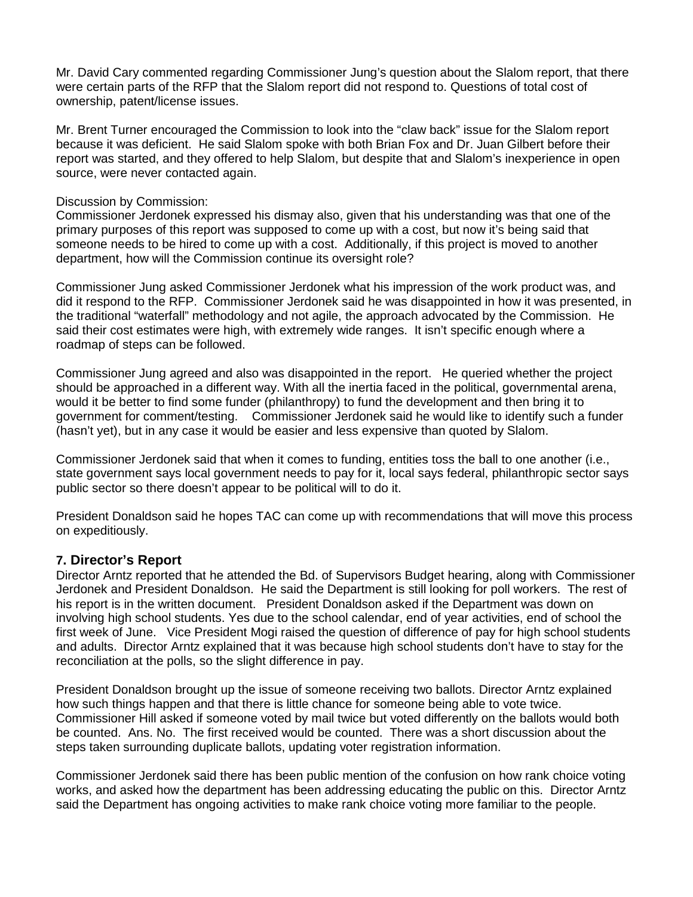Mr. David Cary commented regarding Commissioner Jung's question about the Slalom report, that there were certain parts of the RFP that the Slalom report did not respond to. Questions of total cost of ownership, patent/license issues.

Mr. Brent Turner encouraged the Commission to look into the "claw back" issue for the Slalom report because it was deficient. He said Slalom spoke with both Brian Fox and Dr. Juan Gilbert before their report was started, and they offered to help Slalom, but despite that and Slalom's inexperience in open source, were never contacted again.

Discussion by Commission:
Commissioner Jerdonek expressed his dismay also, given that his understanding was that one of the primary purposes of this report was supposed to come up with a cost, but now it's being said that someone needs to be hired to come up with a cost. Additionally, if this project is moved to another department, how will the Commission continue its oversight role?

Commissioner Jung asked Commissioner Jerdonek what his impression of the work product was, and did it respond to the RFP. Commissioner Jerdonek said he was disappointed in how it was presented, in the traditional "waterfall" methodology and not agile, the approach advocated by the Commission. He said their cost estimates were high, with extremely wide ranges. It isn't specific enough where a roadmap of steps can be followed.

Commissioner Jung agreed and also was disappointed in the report. He queried whether the project should be approached in a different way. With all the inertia faced in the political, governmental arena, would it be better to find some funder (philanthropy) to fund the development and then bring it to government for comment/testing. Commissioner Jerdonek said he would like to identify such a funder (hasn't yet), but in any case it would be easier and less expensive than quoted by Slalom.

Commissioner Jerdonek said that when it comes to funding, entities toss the ball to one another (i.e., state government says local government needs to pay for it, local says federal, philanthropic sector says public sector so there doesn't appear to be political will to do it.

President Donaldson said he hopes TAC can come up with recommendations that will move this process on expeditiously.

## 7. Director's Report

Director Arntz reported that he attended the Bd. of Supervisors Budget hearing, along with Commissioner Jerdonek and President Donaldson. He said the Department is still looking for poll workers. The rest of his report is in the written document. President Donaldson asked if the Department was down on involving high school students. Yes due to the school calendar, end of year activities, end of school the first week of June. Vice President Mogi raised the question of difference of pay for high school students and adults. Director Arntz explained that it was because high school students don't have to stay for the reconciliation at the polls, so the slight difference in pay.

President Donaldson brought up the issue of someone receiving two ballots. Director Arntz explained how such things happen and that there is little chance for someone being able to vote twice. Commissioner Hill asked if someone voted by mail twice but voted differently on the ballots would both be counted. Ans. No. The first received would be counted. There was a short discussion about the steps taken surrounding duplicate ballots, updating voter registration information.

Commissioner Jerdonek said there has been public mention of the confusion on how rank choice voting works, and asked how the department has been addressing educating the public on this. Director Arntz said the Department has ongoing activities to make rank choice voting more familiar to the people.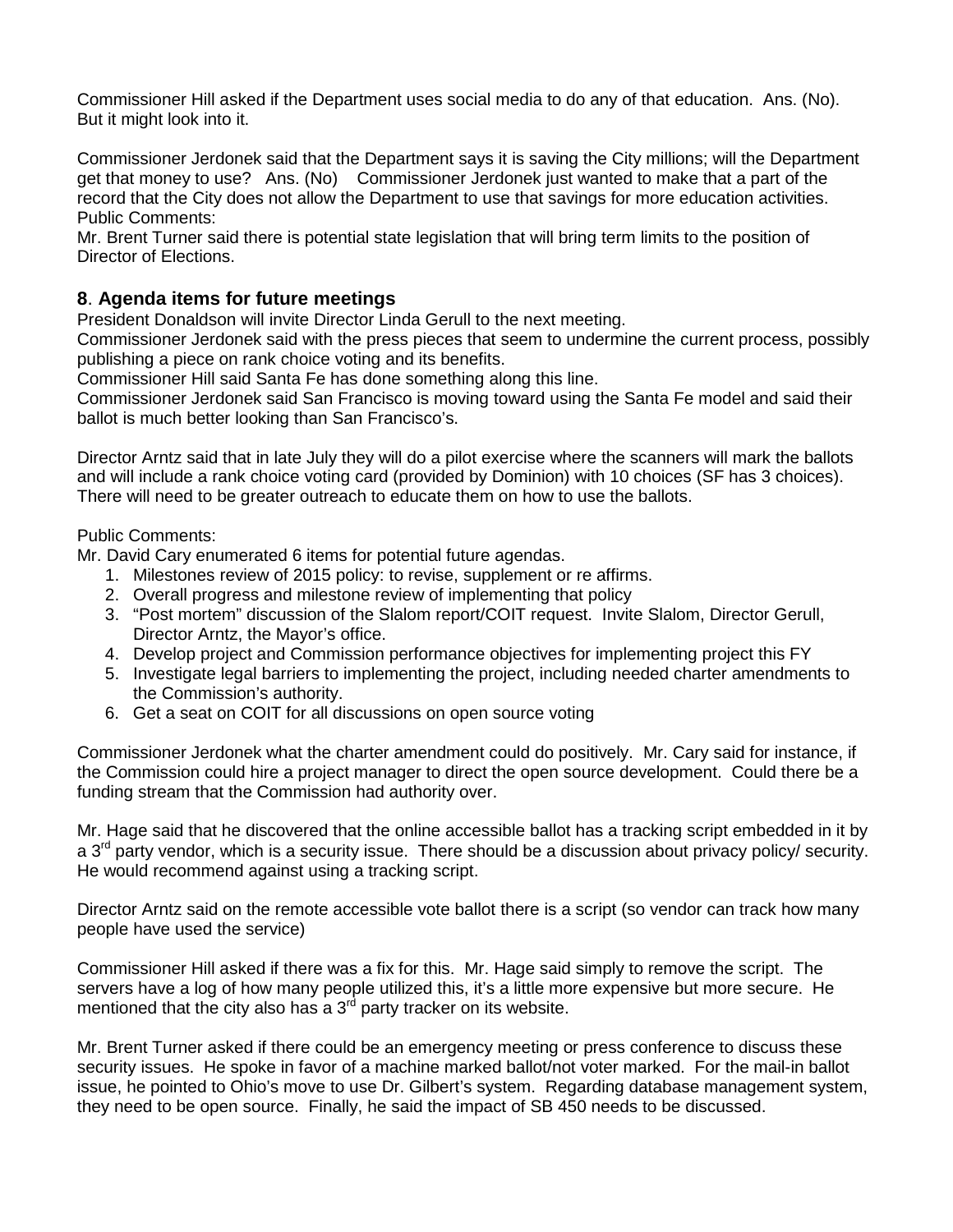Commissioner Hill asked if the Department uses social media to do any of that education. Ans. (No). But it might look into it.

Commissioner Jerdonek said that the Department says it is saving the City millions; will the Department get that money to use? Ans. (No) Commissioner Jerdonek just wanted to make that a part of the record that the City does not allow the Department to use that savings for more education activities.
Public Comments:
Mr. Brent Turner said there is potential state legislation that will bring term limits to the position of Director of Elections.

## 8. Agenda items for future meetings

President Donaldson will invite Director Linda Gerull to the next meeting.
Commissioner Jerdonek said with the press pieces that seem to undermine the current process, possibly publishing a piece on rank choice voting and its benefits.
Commissioner Hill said Santa Fe has done something along this line.
Commissioner Jerdonek said San Francisco is moving toward using the Santa Fe model and said their ballot is much better looking than San Francisco's.

Director Arntz said that in late July they will do a pilot exercise where the scanners will mark the ballots and will include a rank choice voting card (provided by Dominion) with 10 choices (SF has 3 choices). There will need to be greater outreach to educate them on how to use the ballots.

Public Comments:
Mr. David Cary enumerated 6 items for potential future agendas.

1. Milestones review of 2015 policy: to revise, supplement or re affirms.
2. Overall progress and milestone review of implementing that policy
3. "Post mortem" discussion of the Slalom report/COIT request. Invite Slalom, Director Gerull, Director Arntz, the Mayor's office.
4. Develop project and Commission performance objectives for implementing project this FY
5. Investigate legal barriers to implementing the project, including needed charter amendments to the Commission's authority.
6. Get a seat on COIT for all discussions on open source voting

Commissioner Jerdonek what the charter amendment could do positively. Mr. Cary said for instance, if the Commission could hire a project manager to direct the open source development. Could there be a funding stream that the Commission had authority over.

Mr. Hage said that he discovered that the online accessible ballot has a tracking script embedded in it by a 3rd party vendor, which is a security issue. There should be a discussion about privacy policy/ security. He would recommend against using a tracking script.

Director Arntz said on the remote accessible vote ballot there is a script (so vendor can track how many people have used the service)

Commissioner Hill asked if there was a fix for this. Mr. Hage said simply to remove the script. The servers have a log of how many people utilized this, it's a little more expensive but more secure. He mentioned that the city also has a 3rd party tracker on its website.

Mr. Brent Turner asked if there could be an emergency meeting or press conference to discuss these security issues. He spoke in favor of a machine marked ballot/not voter marked. For the mail-in ballot issue, he pointed to Ohio's move to use Dr. Gilbert's system. Regarding database management system, they need to be open source. Finally, he said the impact of SB 450 needs to be discussed.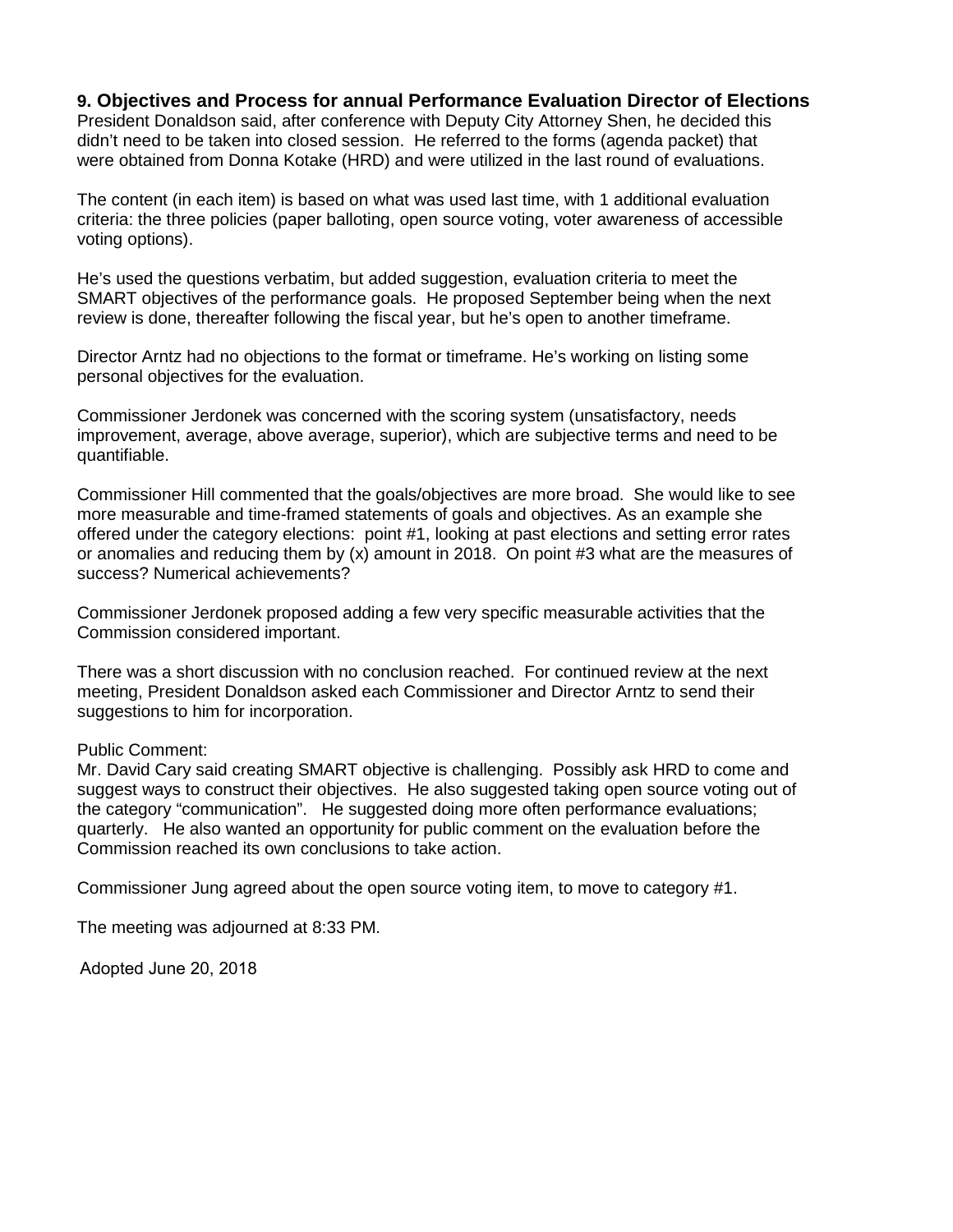**9. Objectives and Process for annual Performance Evaluation Director of Elections**
President Donaldson said, after conference with Deputy City Attorney Shen, he decided this didn't need to be taken into closed session. He referred to the forms (agenda packet) that were obtained from Donna Kotake (HRD) and were utilized in the last round of evaluations.

The content (in each item) is based on what was used last time, with 1 additional evaluation criteria: the three policies (paper balloting, open source voting, voter awareness of accessible voting options).

He's used the questions verbatim, but added suggestion, evaluation criteria to meet the SMART objectives of the performance goals. He proposed September being when the next review is done, thereafter following the fiscal year, but he's open to another timeframe.

Director Arntz had no objections to the format or timeframe. He's working on listing some personal objectives for the evaluation.

Commissioner Jerdonek was concerned with the scoring system (unsatisfactory, needs improvement, average, above average, superior), which are subjective terms and need to be quantifiable.

Commissioner Hill commented that the goals/objectives are more broad. She would like to see more measurable and time-framed statements of goals and objectives. As an example she offered under the category elections: point #1, looking at past elections and setting error rates or anomalies and reducing them by (x) amount in 2018. On point #3 what are the measures of success? Numerical achievements?

Commissioner Jerdonek proposed adding a few very specific measurable activities that the Commission considered important.

There was a short discussion with no conclusion reached. For continued review at the next meeting, President Donaldson asked each Commissioner and Director Arntz to send their suggestions to him for incorporation.

Public Comment:
Mr. David Cary said creating SMART objective is challenging. Possibly ask HRD to come and suggest ways to construct their objectives. He also suggested taking open source voting out of the category "communication". He suggested doing more often performance evaluations; quarterly. He also wanted an opportunity for public comment on the evaluation before the Commission reached its own conclusions to take action.

Commissioner Jung agreed about the open source voting item, to move to category #1.

The meeting was adjourned at 8:33 PM.

Adopted June 20, 2018